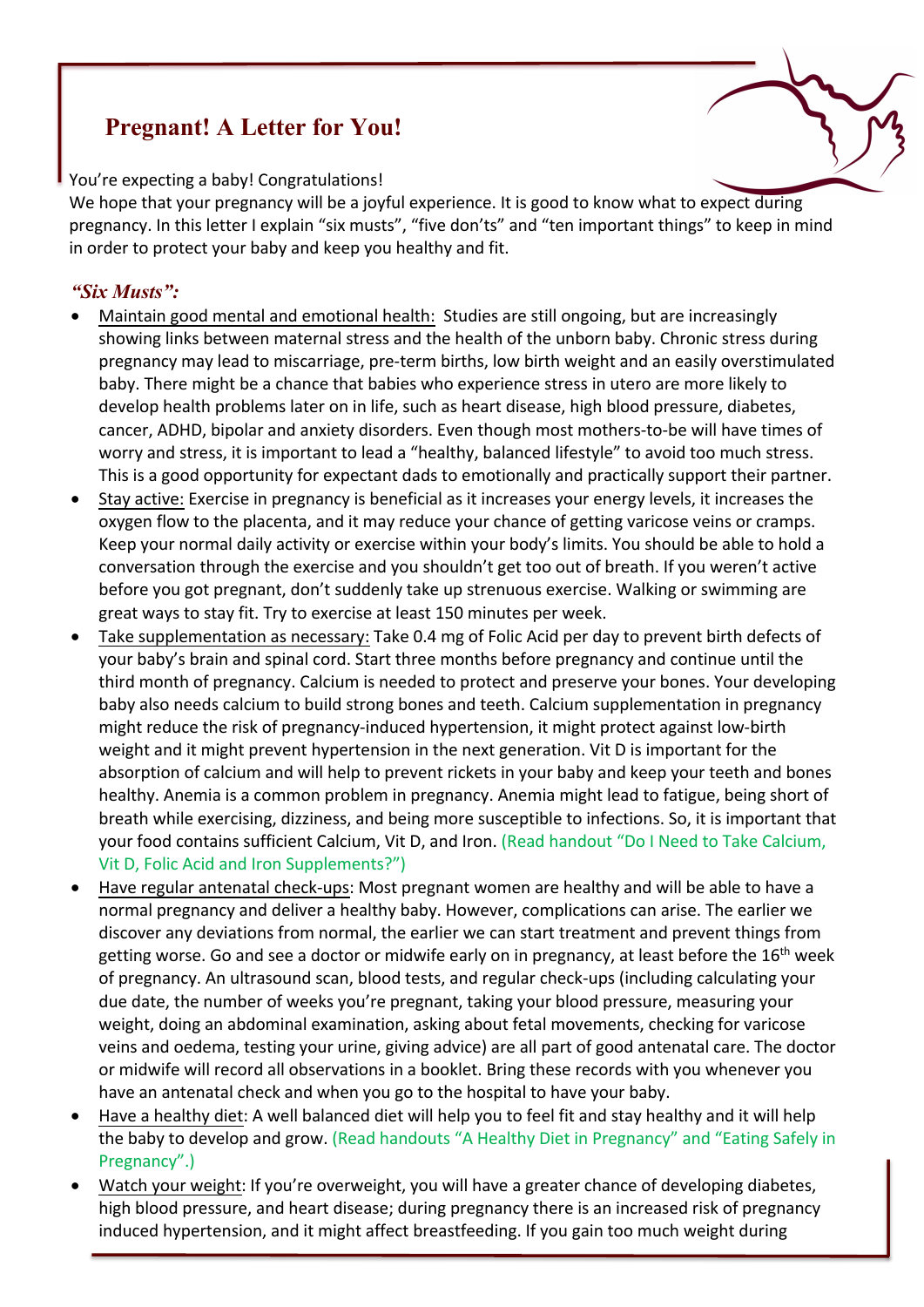# Pregnant! A Letter for You!

You're expecting a baby! Congratulations!

We hope that your pregnancy will be a joyful experience. It is good to know what to expect during pregnancy. In this letter I explain "six musts", "five don'ts" and "ten important things" to keep in mind in order to protect your baby and keep you healthy and fit.

## *"Six Musts":*

- Maintain good mental and emotional health: Studies are still ongoing, but are increasingly showing links between maternal stress and the health of the unborn baby. Chronic stress during pregnancy may lead to miscarriage, pre-term births, low birth weight and an easily overstimulated baby. There might be a chance that babies who experience stress in utero are more likely to develop health problems later on in life, such as heart disease, high blood pressure, diabetes, cancer, ADHD, bipolar and anxiety disorders. Even though most mothers-to-be will have times of worry and stress, it is important to lead a "healthy, balanced lifestyle" to avoid too much stress. This is a good opportunity for expectant dads to emotionally and practically support their partner.
- Stay active: Exercise in pregnancy is beneficial as it increases your energy levels, it increases the oxygen flow to the placenta, and it may reduce your chance of getting varicose veins or cramps. Keep your normal daily activity or exercise within your body's limits. You should be able to hold a conversation through the exercise and you shouldn't get too out of breath. If you weren't active before you got pregnant, don't suddenly take up strenuous exercise. Walking or swimming are great ways to stay fit. Try to exercise at least 150 minutes per week.
- Take supplementation as necessary: Take 0.4 mg of Folic Acid per day to prevent birth defects of your baby's brain and spinal cord. Start three months before pregnancy and continue until the third month of pregnancy. Calcium is needed to protect and preserve your bones. Your developing baby also needs calcium to build strong bones and teeth. Calcium supplementation in pregnancy might reduce the risk of pregnancy-induced hypertension, it might protect against low-birth weight and it might prevent hypertension in the next generation. Vit D is important for the absorption of calcium and will help to prevent rickets in your baby and keep your teeth and bones healthy. Anemia is a common problem in pregnancy. Anemia might lead to fatigue, being short of breath while exercising, dizziness, and being more susceptible to infections. So, it is important that your food contains sufficient Calcium, Vit D, and Iron. (Read handout "Do I Need to Take Calcium, Vit D, Folic Acid and Iron Supplements?")
- Have regular antenatal check-ups: Most pregnant women are healthy and will be able to have a normal pregnancy and deliver a healthy baby. However, complications can arise. The earlier we discover any deviations from normal, the earlier we can start treatment and prevent things from getting worse. Go and see a doctor or midwife early on in pregnancy, at least before the 16th week of pregnancy. An ultrasound scan, blood tests, and regular check-ups (including calculating your due date, the number of weeks you're pregnant, taking your blood pressure, measuring your weight, doing an abdominal examination, asking about fetal movements, checking for varicose veins and oedema, testing your urine, giving advice) are all part of good antenatal care. The doctor or midwife will record all observations in a booklet. Bring these records with you whenever you have an antenatal check and when you go to the hospital to have your baby.
- Have a healthy diet: A well balanced diet will help you to feel fit and stay healthy and it will help the baby to develop and grow. (Read handouts "A Healthy Diet in Pregnancy" and "Eating Safely in Pregnancy".)
- Watch your weight: If you're overweight, you will have a greater chance of developing diabetes, high blood pressure, and heart disease; during pregnancy there is an increased risk of pregnancy induced hypertension, and it might affect breastfeeding. If you gain too much weight during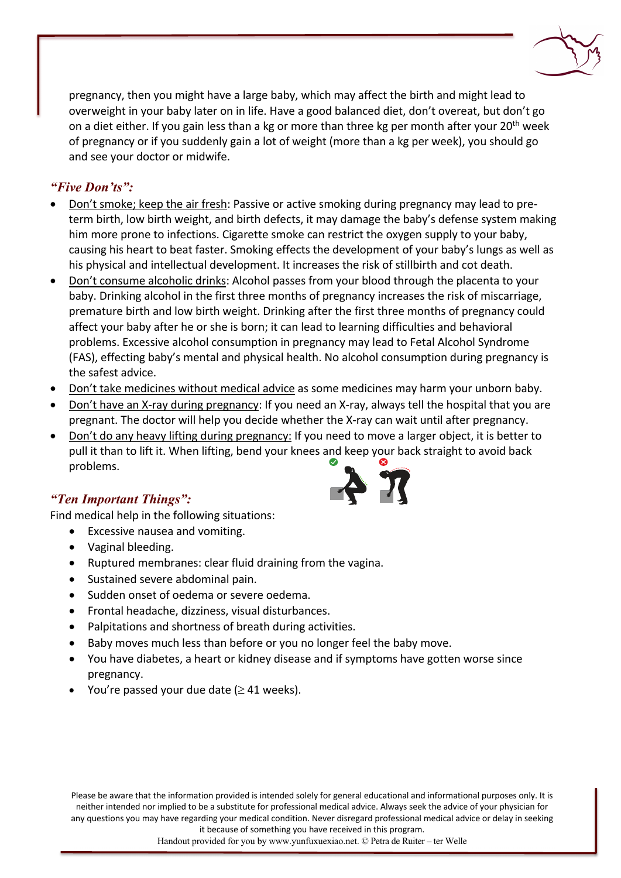pregnancy, then you might have a large baby, which may affect the birth and might lead to overweight in your baby later on in life. Have a good balanced diet, don't overeat, but don't go on a diet either. If you gain less than a kg or more than three kg per month after your 20th week of pregnancy or if you suddenly gain a lot of weight (more than a kg per week), you should go and see your doctor or midwife.

### *"Five Don'ts":*

- Don't smoke; keep the air fresh: Passive or active smoking during pregnancy may lead to pre-term birth, low birth weight, and birth defects, it may damage the baby's defense system making him more prone to infections. Cigarette smoke can restrict the oxygen supply to your baby, causing his heart to beat faster. Smoking effects the development of your baby's lungs as well as his physical and intellectual development. It increases the risk of stillbirth and cot death.
- Don't consume alcoholic drinks: Alcohol passes from your blood through the placenta to your baby. Drinking alcohol in the first three months of pregnancy increases the risk of miscarriage, premature birth and low birth weight. Drinking after the first three months of pregnancy could affect your baby after he or she is born; it can lead to learning difficulties and behavioral problems. Excessive alcohol consumption in pregnancy may lead to Fetal Alcohol Syndrome (FAS), effecting baby's mental and physical health. No alcohol consumption during pregnancy is the safest advice.
- Don't take medicines without medical advice as some medicines may harm your unborn baby.
- Don't have an X-ray during pregnancy: If you need an X-ray, always tell the hospital that you are pregnant. The doctor will help you decide whether the X-ray can wait until after pregnancy.
- Don't do any heavy lifting during pregnancy: If you need to move a larger object, it is better to pull it than to lift it. When lifting, bend your knees and keep your back straight to avoid back problems.

### *"Ten Important Things":*

Find medical help in the following situations:

- Excessive nausea and vomiting.
- Vaginal bleeding.
- Ruptured membranes: clear fluid draining from the vagina.
- Sustained severe abdominal pain.
- Sudden onset of oedema or severe oedema.
- Frontal headache, dizziness, visual disturbances.
- Palpitations and shortness of breath during activities.
- Baby moves much less than before or you no longer feel the baby move.
- You have diabetes, a heart or kidney disease and if symptoms have gotten worse since pregnancy.
- You're passed your due date (≥ 41 weeks).

Please be aware that the information provided is intended solely for general educational and informational purposes only. It is neither intended nor implied to be a substitute for professional medical advice. Always seek the advice of your physician for any questions you may have regarding your medical condition. Never disregard professional medical advice or delay in seeking it because of something you have received in this program.

Handout provided for you by www.yunfuxuexiao.net. © Petra de Ruiter – ter Welle